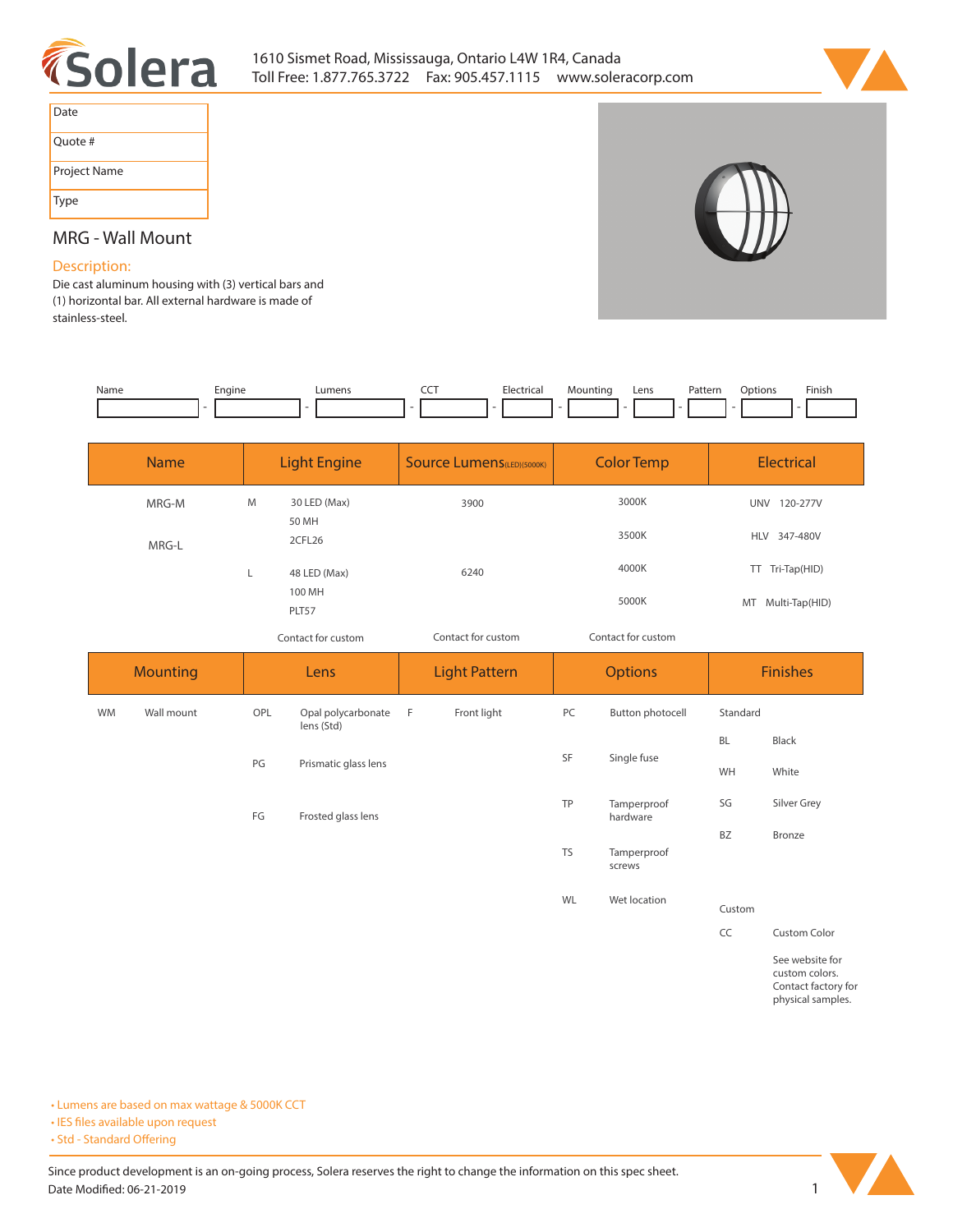1610 Sismet Road, Mississauga, Ontario L4W 1R4, Canada
Toll Free: 1.877.765.3722 Fax: 905.457.1115 www.soleracorp.com

| Date | |
|---|---|
| Quote # | |
| Project Name | |
| Type | |

## MRG - Wall Mount

### Description:

Die cast aluminum housing with (3) vertical bars and (1) horizontal bar. All external hardware is made of stainless-steel.

| Name | Engine | Lumens | CCT | Electrical | Mounting | Lens | Pattern | Options | Finish |
|---|---|---|---|---|---|---|---|---|---|
| | - | - | - | - | - | - | - | - | - |

| Name | Light Engine | | Source Lumens(LED)(5000K) | Color Temp | Electrical |
|---|---|---|---|---|---|
| MRG-M | M | 30 LED (Max)<br>50 MH<br>2CFL26 | 3900 | 3000K | UNV 120-277V |
| MRG-L | | | | 3500K | HLV 347-480V |
| | L | 48 LED (Max)<br>100 MH<br>PLT57 | 6240 | 4000K | TT Tri-Tap(HID) |
| | | | | 5000K | MT Multi-Tap(HID) |
| | | Contact for custom | Contact for custom | Contact for custom | |

| Mounting | | Lens | | Light Pattern | | Options | | Finishes | |
|---|---|---|---|---|---|---|---|---|---|
| WM | Wall mount | OPL | Opal polycarbonate lens (Std) | F | Front light | PC | Button photocell | Standard | |
| | | | | | | | | BL | Black |
| | | PG | Prismatic glass lens | | | SF | Single fuse | WH | White |
| | | | | | | TP | Tamperproof hardware | SG | Silver Grey |
| | | FG | Frosted glass lens | | | | | BZ | Bronze |
| | | | | | | TS | Tamperproof screws | | |
| | | | | | | WL | Wet location | Custom | |
| | | | | | | | | CC | Custom Color |
| | | | | | | | | | See website for custom colors. Contact factory for physical samples. |

- Lumens are based on max wattage & 5000K CCT
- IES files available upon request
- Std - Standard Offering

Since product development is an on-going process, Solera reserves the right to change the information on this spec sheet.
Date Modified: 06-21-2019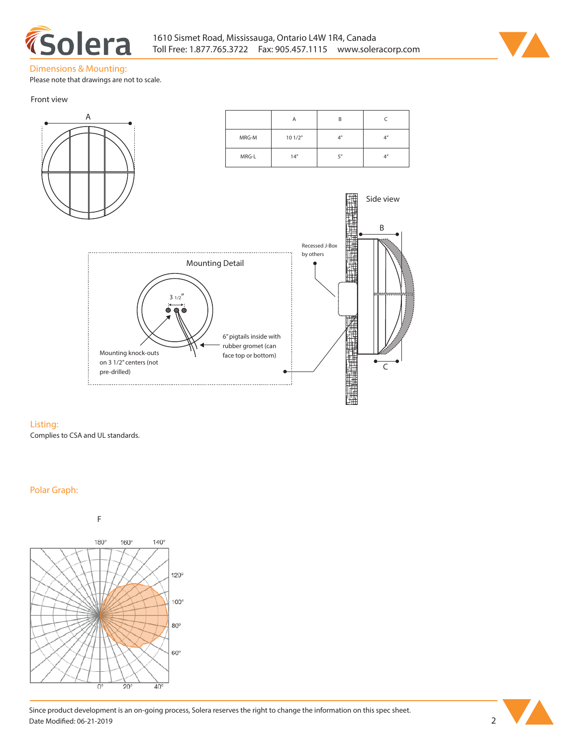## Dimensions & Mounting:

Please note that drawings are not to scale.

Front view

A

| | A | B | C |
|---|---|---|---|
| MRG-M | 10 1/2" | 4" | 4" |
| MRG-L | 14" | 5" | 4" |

Side view

B

C

Recessed J-Box by others

Mounting Detail

3 1/2"

Mounting knock-outs on 3 1/2" centers (not pre-drilled)

6" pigtails inside with rubber gromet (can face top or bottom)

## Listing:

Complies to CSA and UL standards.

## Polar Graph:

F

180° 160° 140°

120°

100°

80°

60°

0° 20° 40°

Since product development is an on-going process, Solera reserves the right to change the information on this spec sheet.
Date Modified: 06-21-2019